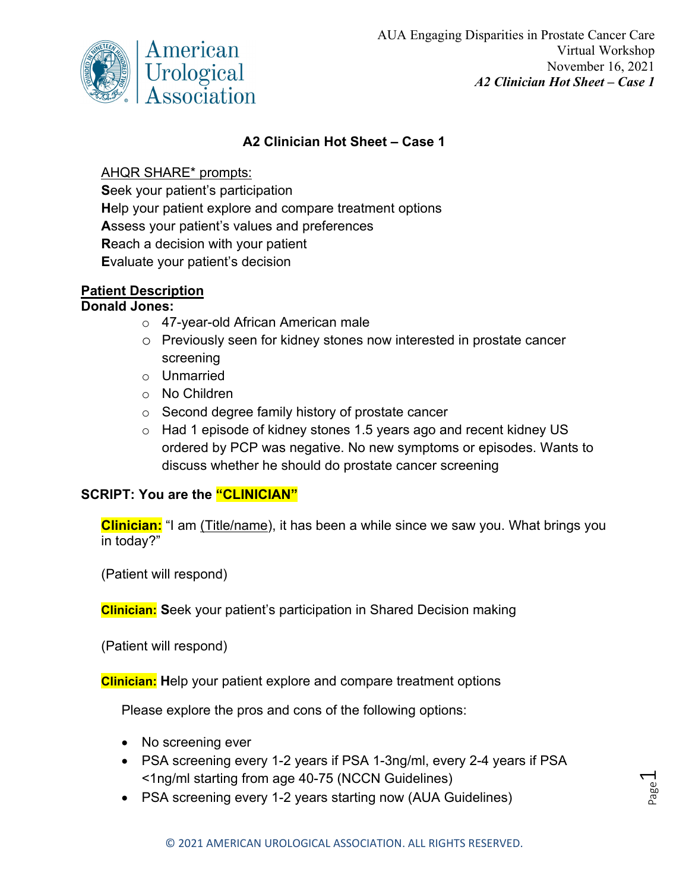AUA Engaging Disparities in Prostate Cancer Care
Virtual Workshop
November 16, 2021
*A2 Clinician Hot Sheet – Case 1*

## A2 Clinician Hot Sheet – Case 1

AHQR SHARE* prompts:
**S**eek your patient's participation
**H**elp your patient explore and compare treatment options
**A**ssess your patient's values and preferences
**R**each a decision with your patient
**E**valuate your patient's decision

**Patient Description**
**Donald Jones:**

- 47-year-old African American male
- Previously seen for kidney stones now interested in prostate cancer screening
- Unmarried
- No Children
- Second degree family history of prostate cancer
- Had 1 episode of kidney stones 1.5 years ago and recent kidney US ordered by PCP was negative. No new symptoms or episodes. Wants to discuss whether he should do prostate cancer screening

### SCRIPT: You are the "CLINICIAN"

**Clinician:** "I am (Title/name), it has been a while since we saw you. What brings you in today?"

(Patient will respond)

**Clinician:** **S**eek your patient's participation in Shared Decision making

(Patient will respond)

**Clinician:** **H**elp your patient explore and compare treatment options

Please explore the pros and cons of the following options:

- No screening ever
- PSA screening every 1-2 years if PSA 1-3ng/ml, every 2-4 years if PSA <1ng/ml starting from age 40-75 (NCCN Guidelines)
- PSA screening every 1-2 years starting now (AUA Guidelines)

© 2021 AMERICAN UROLOGICAL ASSOCIATION. ALL RIGHTS RESERVED.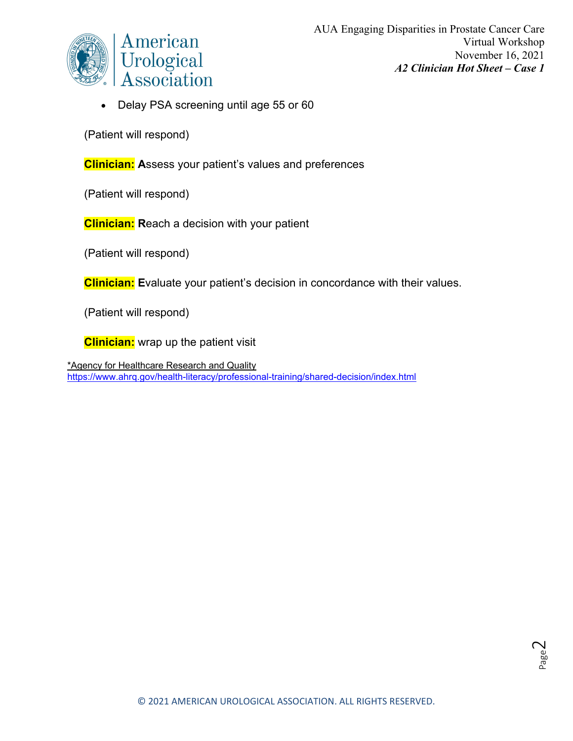- Delay PSA screening until age 55 or 60

(Patient will respond)

**Clinician:** **A**ssess your patient's values and preferences

(Patient will respond)

**Clinician:** **R**each a decision with your patient

(Patient will respond)

**Clinician:** **E**valuate your patient's decision in concordance with their values.

(Patient will respond)

**Clinician:** wrap up the patient visit

*Agency for Healthcare Research and Quality
https://www.ahrq.gov/health-literacy/professional-training/shared-decision/index.html